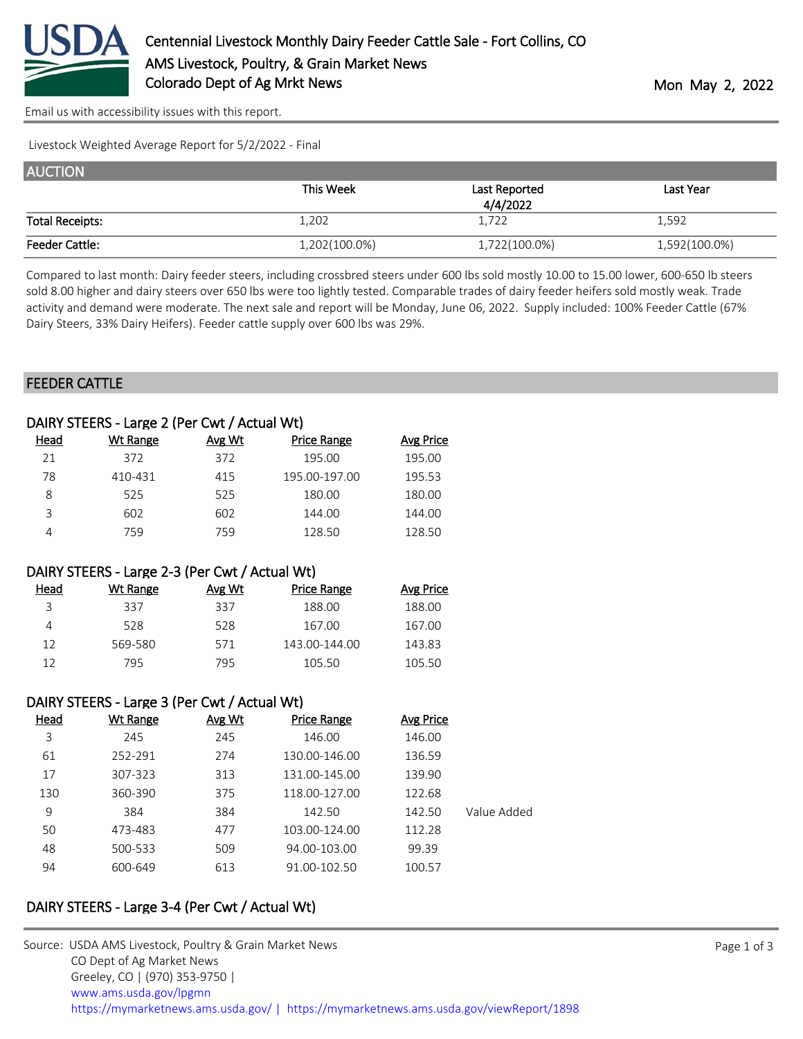# Centennial Livestock Monthly Dairy Feeder Cattle Sale - Fort Collins, CO

AMS Livestock, Poultry, & Grain Market News

Colorado Dept of Ag Mrkt News

Mon May 2, 2022

Email us with accessibility issues with this report.

Livestock Weighted Average Report for 5/2/2022 - Final

## AUCTION

| | This Week | Last Reported 4/4/2022 | Last Year |
|---|---|---|---|
| Total Receipts: | 1,202 | 1,722 | 1,592 |
| Feeder Cattle: | 1,202(100.0%) | 1,722(100.0%) | 1,592(100.0%) |

Compared to last month: Dairy feeder steers, including crossbred steers under 600 lbs sold mostly 10.00 to 15.00 lower, 600-650 lb steers sold 8.00 higher and dairy steers over 650 lbs were too lightly tested. Comparable trades of dairy feeder heifers sold mostly weak. Trade activity and demand were moderate. The next sale and report will be Monday, June 06, 2022. Supply included: 100% Feeder Cattle (67% Dairy Steers, 33% Dairy Heifers). Feeder cattle supply over 600 lbs was 29%.

## FEEDER CATTLE

### DAIRY STEERS - Large 2 (Per Cwt / Actual Wt)

| Head | Wt Range | Avg Wt | Price Range | Avg Price |
|---|---|---|---|---|
| 21 | 372 | 372 | 195.00 | 195.00 |
| 78 | 410-431 | 415 | 195.00-197.00 | 195.53 |
| 8 | 525 | 525 | 180.00 | 180.00 |
| 3 | 602 | 602 | 144.00 | 144.00 |
| 4 | 759 | 759 | 128.50 | 128.50 |

### DAIRY STEERS - Large 2-3 (Per Cwt / Actual Wt)

| Head | Wt Range | Avg Wt | Price Range | Avg Price |
|---|---|---|---|---|
| 3 | 337 | 337 | 188.00 | 188.00 |
| 4 | 528 | 528 | 167.00 | 167.00 |
| 12 | 569-580 | 571 | 143.00-144.00 | 143.83 |
| 12 | 795 | 795 | 105.50 | 105.50 |

### DAIRY STEERS - Large 3 (Per Cwt / Actual Wt)

| Head | Wt Range | Avg Wt | Price Range | Avg Price | |
|---|---|---|---|---|---|
| 3 | 245 | 245 | 146.00 | 146.00 | |
| 61 | 252-291 | 274 | 130.00-146.00 | 136.59 | |
| 17 | 307-323 | 313 | 131.00-145.00 | 139.90 | |
| 130 | 360-390 | 375 | 118.00-127.00 | 122.68 | |
| 9 | 384 | 384 | 142.50 | 142.50 | Value Added |
| 50 | 473-483 | 477 | 103.00-124.00 | 112.28 | |
| 48 | 500-533 | 509 | 94.00-103.00 | 99.39 | |
| 94 | 600-649 | 613 | 91.00-102.50 | 100.57 | |

### DAIRY STEERS - Large 3-4 (Per Cwt / Actual Wt)

Source: USDA AMS Livestock, Poultry & Grain Market News
CO Dept of Ag Market News
Greeley, CO | (970) 353-9750 |
www.ams.usda.gov/lpgmn
https://mymarketnews.ams.usda.gov/ | https://mymarketnews.ams.usda.gov/viewReport/1898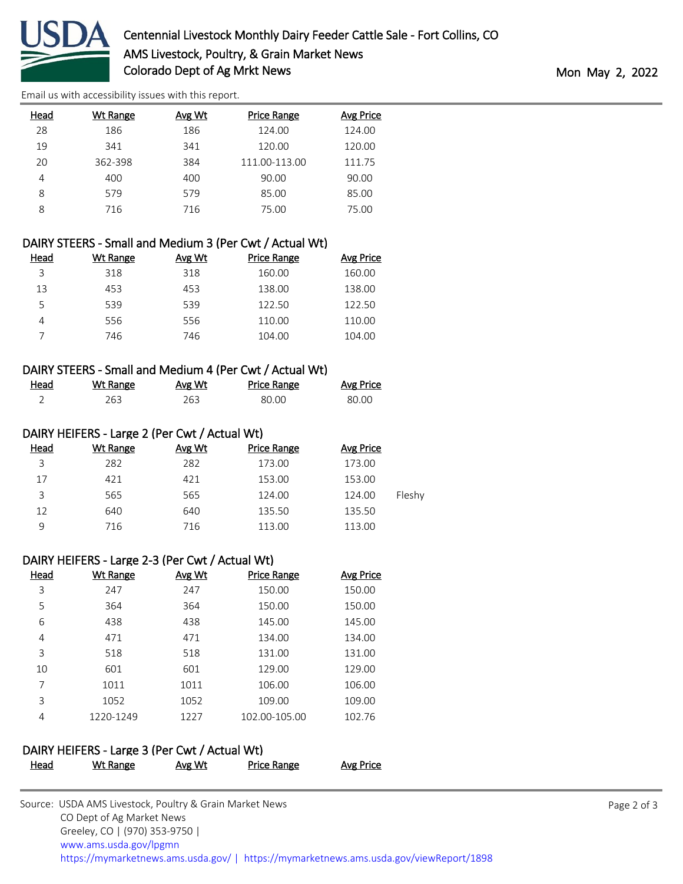| Head | Wt Range | Avg Wt | Price Range | Avg Price |
|---|---|---|---|---|
| 28 | 186 | 186 | 124.00 | 124.00 |
| 19 | 341 | 341 | 120.00 | 120.00 |
| 20 | 362-398 | 384 | 111.00-113.00 | 111.75 |
| 4 | 400 | 400 | 90.00 | 90.00 |
| 8 | 579 | 579 | 85.00 | 85.00 |
| 8 | 716 | 716 | 75.00 | 75.00 |

### DAIRY STEERS - Small and Medium 3 (Per Cwt / Actual Wt)

| Head | Wt Range | Avg Wt | Price Range | Avg Price |
|---|---|---|---|---|
| 3 | 318 | 318 | 160.00 | 160.00 |
| 13 | 453 | 453 | 138.00 | 138.00 |
| 5 | 539 | 539 | 122.50 | 122.50 |
| 4 | 556 | 556 | 110.00 | 110.00 |
| 7 | 746 | 746 | 104.00 | 104.00 |

### DAIRY STEERS - Small and Medium 4 (Per Cwt / Actual Wt)

| Head | Wt Range | Avg Wt | Price Range | Avg Price |
|---|---|---|---|---|
| 2 | 263 | 263 | 80.00 | 80.00 |

### DAIRY HEIFERS - Large 2 (Per Cwt / Actual Wt)

| Head | Wt Range | Avg Wt | Price Range | Avg Price | |
|---|---|---|---|---|---|
| 3 | 282 | 282 | 173.00 | 173.00 | |
| 17 | 421 | 421 | 153.00 | 153.00 | |
| 3 | 565 | 565 | 124.00 | 124.00 | Fleshy |
| 12 | 640 | 640 | 135.50 | 135.50 | |
| 9 | 716 | 716 | 113.00 | 113.00 | |

### DAIRY HEIFERS - Large 2-3 (Per Cwt / Actual Wt)

| Head | Wt Range | Avg Wt | Price Range | Avg Price |
|---|---|---|---|---|
| 3 | 247 | 247 | 150.00 | 150.00 |
| 5 | 364 | 364 | 150.00 | 150.00 |
| 6 | 438 | 438 | 145.00 | 145.00 |
| 4 | 471 | 471 | 134.00 | 134.00 |
| 3 | 518 | 518 | 131.00 | 131.00 |
| 10 | 601 | 601 | 129.00 | 129.00 |
| 7 | 1011 | 1011 | 106.00 | 106.00 |
| 3 | 1052 | 1052 | 109.00 | 109.00 |
| 4 | 1220-1249 | 1227 | 102.00-105.00 | 102.76 |

### DAIRY HEIFERS - Large 3 (Per Cwt / Actual Wt)

| Head | Wt Range | Avg Wt | Price Range | Avg Price |
|---|---|---|---|---|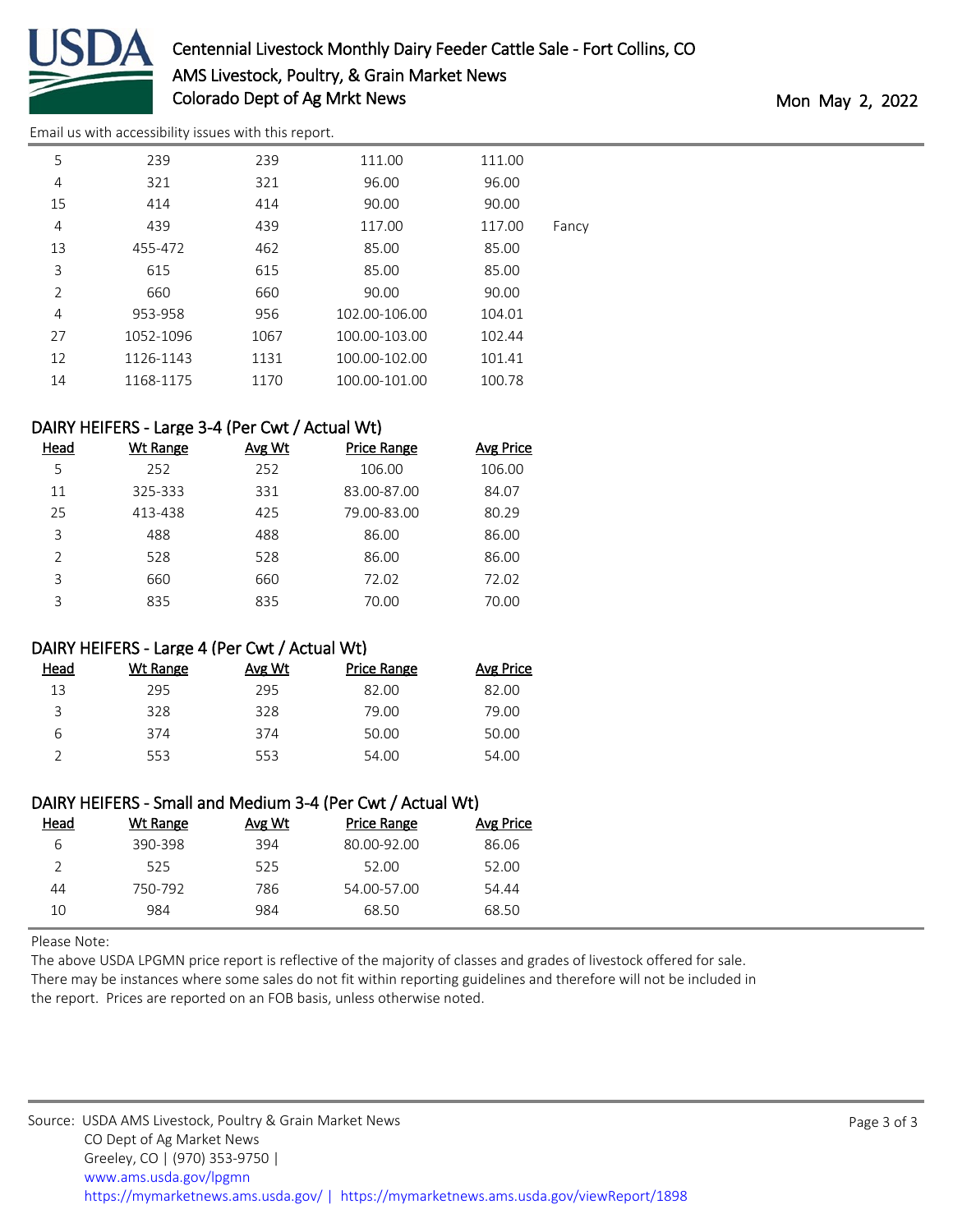| | | | | | |
|---|---|---|---|---|---|
| 5 | 239 | 239 | 111.00 | 111.00 | |
| 4 | 321 | 321 | 96.00 | 96.00 | |
| 15 | 414 | 414 | 90.00 | 90.00 | |
| 4 | 439 | 439 | 117.00 | 117.00 | Fancy |
| 13 | 455-472 | 462 | 85.00 | 85.00 | |
| 3 | 615 | 615 | 85.00 | 85.00 | |
| 2 | 660 | 660 | 90.00 | 90.00 | |
| 4 | 953-958 | 956 | 102.00-106.00 | 104.01 | |
| 27 | 1052-1096 | 1067 | 100.00-103.00 | 102.44 | |
| 12 | 1126-1143 | 1131 | 100.00-102.00 | 101.41 | |
| 14 | 1168-1175 | 1170 | 100.00-101.00 | 100.78 | |

## DAIRY HEIFERS - Large 3-4 (Per Cwt / Actual Wt)

| Head | Wt Range | Avg Wt | Price Range | Avg Price |
|---|---|---|---|---|
| 5 | 252 | 252 | 106.00 | 106.00 |
| 11 | 325-333 | 331 | 83.00-87.00 | 84.07 |
| 25 | 413-438 | 425 | 79.00-83.00 | 80.29 |
| 3 | 488 | 488 | 86.00 | 86.00 |
| 2 | 528 | 528 | 86.00 | 86.00 |
| 3 | 660 | 660 | 72.02 | 72.02 |
| 3 | 835 | 835 | 70.00 | 70.00 |

## DAIRY HEIFERS - Large 4 (Per Cwt / Actual Wt)

| Head | Wt Range | Avg Wt | Price Range | Avg Price |
|---|---|---|---|---|
| 13 | 295 | 295 | 82.00 | 82.00 |
| 3 | 328 | 328 | 79.00 | 79.00 |
| 6 | 374 | 374 | 50.00 | 50.00 |
| 2 | 553 | 553 | 54.00 | 54.00 |

## DAIRY HEIFERS - Small and Medium 3-4 (Per Cwt / Actual Wt)

| Head | Wt Range | Avg Wt | Price Range | Avg Price |
|---|---|---|---|---|
| 6 | 390-398 | 394 | 80.00-92.00 | 86.06 |
| 2 | 525 | 525 | 52.00 | 52.00 |
| 44 | 750-792 | 786 | 54.00-57.00 | 54.44 |
| 10 | 984 | 984 | 68.50 | 68.50 |

Please Note:

The above USDA LPGMN price report is reflective of the majority of classes and grades of livestock offered for sale. There may be instances where some sales do not fit within reporting guidelines and therefore will not be included in the report. Prices are reported on an FOB basis, unless otherwise noted.

Source: USDA AMS Livestock, Poultry & Grain Market News
CO Dept of Ag Market News
Greeley, CO | (970) 353-9750 |
www.ams.usda.gov/lpgmn
https://mymarketnews.ams.usda.gov/ | https://mymarketnews.ams.usda.gov/viewReport/1898